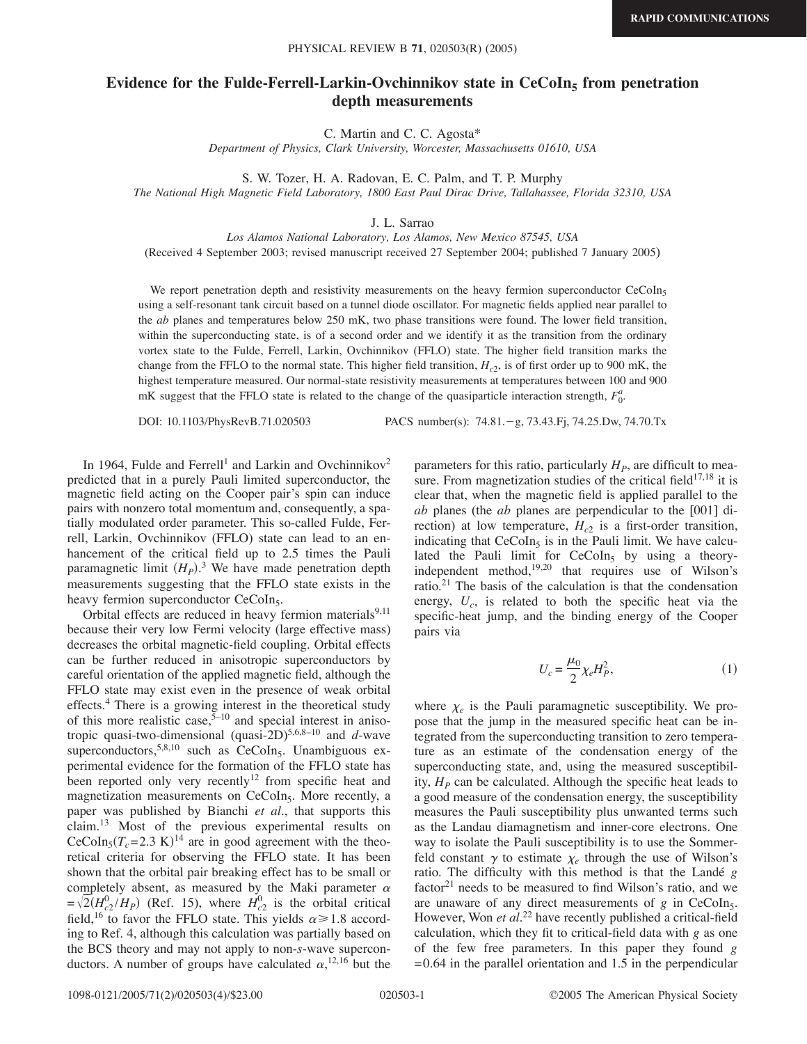# Evidence for the Fulde-Ferrell-Larkin-Ovchinnikov state in $CeCoIn_5$ from penetration depth measurements

C. Martin and C. C. Agosta*

*Department of Physics, Clark University, Worcester, Massachusetts 01610, USA*

S. W. Tozer, H. A. Radovan, E. C. Palm, and T. P. Murphy

*The National High Magnetic Field Laboratory, 1800 East Paul Dirac Drive, Tallahassee, Florida 32310, USA*

J. L. Sarrao

*Los Alamos National Laboratory, Los Alamos, New Mexico 87545, USA*

(Received 4 September 2003; revised manuscript received 27 September 2004; published 7 January 2005)

We report penetration depth and resistivity measurements on the heavy fermion superconductor $CeCoIn_5$ using a self-resonant tank circuit based on a tunnel diode oscillator. For magnetic fields applied near parallel to the *ab* planes and temperatures below 250 mK, two phase transitions were found. The lower field transition, within the superconducting state, is of a second order and we identify it as the transition from the ordinary vortex state to the Fulde, Ferrell, Larkin, Ovchinnikov (FFLO) state. The higher field transition marks the change from the FFLO to the normal state. This higher field transition, $H_{c2}$, is of first order up to 900 mK, the highest temperature measured. Our normal-state resistivity measurements at temperatures between 100 and 900 mK suggest that the FFLO state is related to the change of the quasiparticle interaction strength, $F_0^a$.

DOI: 10.1103/PhysRevB.71.020503    PACS number(s): 74.81.−g, 73.43.Fj, 74.25.Dw, 74.70.Tx

In 1964, Fulde and Ferrell[1] and Larkin and Ovchinnikov[2] predicted that in a purely Pauli limited superconductor, the magnetic field acting on the Cooper pair's spin can induce pairs with nonzero total momentum and, consequently, a spatially modulated order parameter. This so-called Fulde, Ferrell, Larkin, Ovchinnikov (FFLO) state can lead to an enhancement of the critical field up to 2.5 times the Pauli paramagnetic limit ($H_P$).[3] We have made penetration depth measurements suggesting that the FFLO state exists in the heavy fermion superconductor $CeCoIn_5$.

Orbital effects are reduced in heavy fermion materials[9,11] because their very low Fermi velocity (large effective mass) decreases the orbital magnetic-field coupling. Orbital effects can be further reduced in anisotropic superconductors by careful orientation of the applied magnetic field, although the FFLO state may exist even in the presence of weak orbital effects.[4] There is a growing interest in the theoretical study of this more realistic case,[5–10] and special interest in anisotropic quasi-two-dimensional (quasi-2D)[5,6,8–10] and *d*-wave superconductors,[5,8,10] such as $CeCoIn_5$. Unambiguous experimental evidence for the formation of the FFLO state has been reported only very recently[12] from specific heat and magnetization measurements on $CeCoIn_5$. More recently, a paper was published by Bianchi *et al.*, that supports this claim.[13] Most of the previous experimental results on $CeCoIn_5(T_c=2.3\text{ K})$[14] are in good agreement with the theoretical criteria for observing the FFLO state. It has been shown that the orbital pair breaking effect has to be small or completely absent, as measured by the Maki parameter $\alpha = \sqrt{2}(H_{c2}^0/H_P)$ (Ref. 15), where $H_{c2}^0$ is the orbital critical field,[16] to favor the FFLO state. This yields $\alpha \geq 1.8$ according to Ref. 4, although this calculation was partially based on the BCS theory and may not apply to non-*s*-wave superconductors. A number of groups have calculated $\alpha$,[12,16] but the parameters for this ratio, particularly $H_P$, are difficult to measure. From magnetization studies of the critical field[17,18] it is clear that, when the magnetic field is applied parallel to the *ab* planes (the *ab* planes are perpendicular to the [001] direction) at low temperature, $H_{c2}$ is a first-order transition, indicating that $CeCoIn_5$ is in the Pauli limit. We have calculated the Pauli limit for $CeCoIn_5$ by using a theory-independent method,[19,20] that requires use of Wilson's ratio.[21] The basis of the calculation is that the condensation energy, $U_c$, is related to both the specific heat via the specific-heat jump, and the binding energy of the Cooper pairs via

$$U_c = \frac{\mu_0}{2}\chi_e H_P^2, \tag{1}$$

where $\chi_e$ is the Pauli paramagnetic susceptibility. We propose that the jump in the measured specific heat can be integrated from the superconducting transition to zero temperature as an estimate of the condensation energy of the superconducting state, and, using the measured susceptibility, $H_P$ can be calculated. Although the specific heat leads to a good measure of the condensation energy, the susceptibility measures the Pauli susceptibility plus unwanted terms such as the Landau diamagnetism and inner-core electrons. One way to isolate the Pauli susceptibility is to use the Sommerfeld constant $\gamma$ to estimate $\chi_e$ through the use of Wilson's ratio. The difficulty with this method is that the Landé *g* factor[21] needs to be measured to find Wilson's ratio, and we are unaware of any direct measurements of *g* in $CeCoIn_5$. However, Won *et al.*[22] have recently published a critical-field calculation, which they fit to critical-field data with *g* as one of the few free parameters. In this paper they found $g = 0.64$ in the parallel orientation and 1.5 in the perpendicular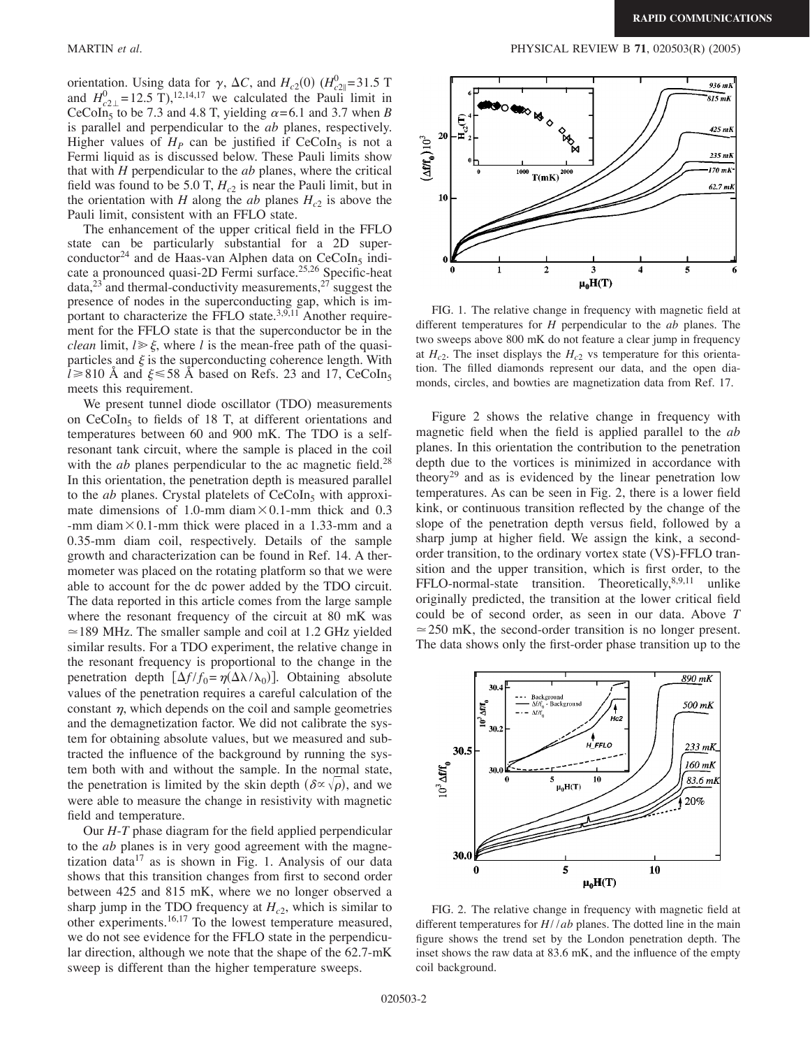orientation. Using data for $\gamma$, $\Delta C$, and $H_{c2}(0)$ ($H^0_{c2\parallel}=31.5$ T and $H^0_{c2\perp}=12.5$ T),[12,14,17] we calculated the Pauli limit in $CeCoIn_5$ to be 7.3 and 4.8 T, yielding $\alpha=6.1$ and 3.7 when $B$ is parallel and perpendicular to the *ab* planes, respectively. Higher values of $H_P$ can be justified if $CeCoIn_5$ is not a Fermi liquid as is discussed below. These Pauli limits show that with $H$ perpendicular to the *ab* planes, where the critical field was found to be 5.0 T, $H_{c2}$ is near the Pauli limit, but in the orientation with $H$ along the *ab* planes $H_{c2}$ is above the Pauli limit, consistent with an FFLO state.

The enhancement of the upper critical field in the FFLO state can be particularly substantial for a 2D superconductor[24] and de Haas-van Alphen data on $CeCoIn_5$ indicate a pronounced quasi-2D Fermi surface.[25,26] Specific-heat data,[23] and thermal-conductivity measurements,[27] suggest the presence of nodes in the superconducting gap, which is important to characterize the FFLO state.[3,9,11] Another requirement for the FFLO state is that the superconductor be in the *clean* limit, $l \gg \xi$, where $l$ is the mean-free path of the quasiparticles and $\xi$ is the superconducting coherence length. With $l \geqslant 810$ Å and $\xi \leqslant 58$ Å based on Refs. 23 and 17, $CeCoIn_5$ meets this requirement.

We present tunnel diode oscillator (TDO) measurements on $CeCoIn_5$ to fields of 18 T, at different orientations and temperatures between 60 and 900 mK. The TDO is a self-resonant tank circuit, where the sample is placed in the coil with the *ab* planes perpendicular to the ac magnetic field.[28] In this orientation, the penetration depth is measured parallel to the *ab* planes. Crystal platelets of $CeCoIn_5$ with approximate dimensions of 1.0-mm diam × 0.1-mm thick and 0.3-mm diam × 0.1-mm thick were placed in a 1.33-mm and a 0.35-mm diam coil, respectively. Details of the sample growth and characterization can be found in Ref. 14. A thermometer was placed on the rotating platform so that we were able to account for the dc power added by the TDO circuit. The data reported in this article comes from the large sample where the resonant frequency of the circuit at 80 mK was $\simeq 189$ MHz. The smaller sample and coil at 1.2 GHz yielded similar results. For a TDO experiment, the relative change in the resonant frequency is proportional to the change in the penetration depth $[\Delta f/f_0=\eta(\Delta\lambda/\lambda_0)]$. Obtaining absolute values of the penetration requires a careful calculation of the constant $\eta$, which depends on the coil and sample geometries and the demagnetization factor. We did not calibrate the system for obtaining absolute values, but we measured and subtracted the influence of the background by running the system both with and without the sample. In the normal state, the penetration is limited by the skin depth ($\delta \propto \sqrt{\rho}$), and we were able to measure the change in resistivity with magnetic field and temperature.

Our *H-T* phase diagram for the field applied perpendicular to the *ab* planes is in very good agreement with the magnetization data[17] as is shown in Fig. 1. Analysis of our data shows that this transition changes from first to second order between 425 and 815 mK, where we no longer observed a sharp jump in the TDO frequency at $H_{c2}$, which is similar to other experiments.[16,17] To the lowest temperature measured, we do not see evidence for the FFLO state in the perpendicular direction, although we note that the shape of the 62.7-mK sweep is different than the higher temperature sweeps.

FIG. 1. The relative change in frequency with magnetic field at different temperatures for $H$ perpendicular to the *ab* planes. The two sweeps above 800 mK do not feature a clear jump in frequency at $H_{c2}$. The inset displays the $H_{c2}$ vs temperature for this orientation. The filled diamonds represent our data, and the open diamonds, circles, and bowties are magnetization data from Ref. 17.

Figure 2 shows the relative change in frequency with magnetic field when the field is applied parallel to the *ab* planes. In this orientation the contribution to the penetration depth due to the vortices is minimized in accordance with theory[29] and as is evidenced by the linear penetration low temperatures. As can be seen in Fig. 2, there is a lower field kink, or continuous transition reflected by the change of the slope of the penetration depth versus field, followed by a sharp jump at higher field. We assign the kink, a second-order transition, to the ordinary vortex state (VS)-FFLO transition and the upper transition, which is first order, to the FFLO-normal-state transition. Theoretically,[8,9,11] unlike originally predicted, the transition at the lower critical field could be of second order, as seen in our data. Above $T \simeq 250$ mK, the second-order transition is no longer present. The data shows only the first-order phase transition up to the

FIG. 2. The relative change in frequency with magnetic field at different temperatures for $H//ab$ planes. The dotted line in the main figure shows the trend set by the London penetration depth. The inset shows the raw data at 83.6 mK, and the influence of the empty coil background.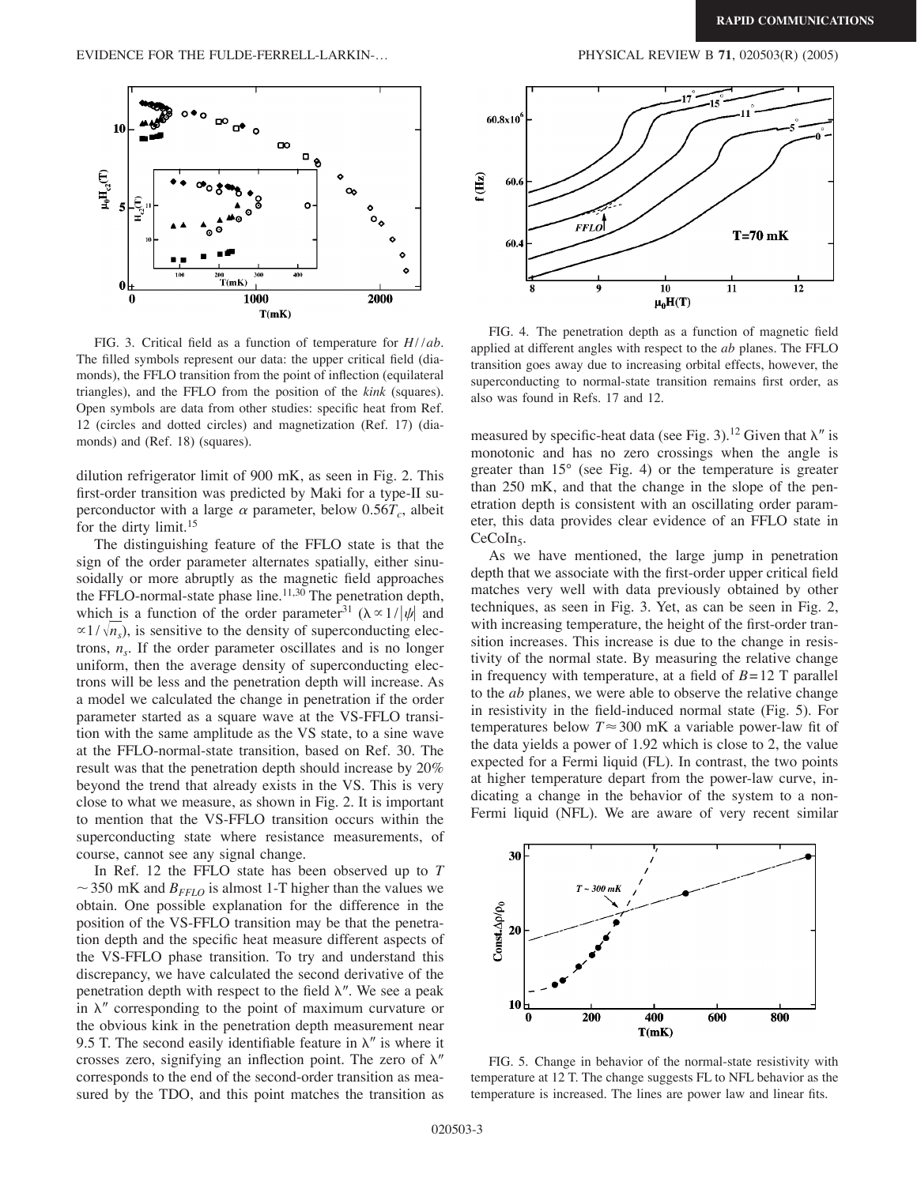FIG. 3. Critical field as a function of temperature for $H//ab$. The filled symbols represent our data: the upper critical field (diamonds), the FFLO transition from the point of inflection (equilateral triangles), and the FFLO from the position of the *kink* (squares). Open symbols are data from other studies: specific heat from Ref. 12 (circles and dotted circles) and magnetization (Ref. 17) (diamonds) and (Ref. 18) (squares).

dilution refrigerator limit of 900 mK, as seen in Fig. 2. This first-order transition was predicted by Maki for a type-II superconductor with a large $\alpha$ parameter, below $0.56T_c$, albeit for the dirty limit.[15]

The distinguishing feature of the FFLO state is that the sign of the order parameter alternates spatially, either sinusoidally or more abruptly as the magnetic field approaches the FFLO-normal-state phase line.[11,30] The penetration depth, which is a function of the order parameter[31] ($\lambda \propto 1/|\psi|$ and $\propto 1/\sqrt{n_s}$), is sensitive to the density of superconducting electrons, $n_s$. If the order parameter oscillates and is no longer uniform, then the average density of superconducting electrons will be less and the penetration depth will increase. As a model we calculated the change in penetration if the order parameter started as a square wave at the VS-FFLO transition with the same amplitude as the VS state, to a sine wave at the FFLO-normal-state transition, based on Ref. 30. The result was that the penetration depth should increase by 20% beyond the trend that already exists in the VS. This is very close to what we measure, as shown in Fig. 2. It is important to mention that the VS-FFLO transition occurs within the superconducting state where resistance measurements, of course, cannot see any signal change.

In Ref. 12 the FFLO state has been observed up to $T \sim 350$ mK and $B_{FFLO}$ is almost 1-T higher than the values we obtain. One possible explanation for the difference in the position of the VS-FFLO transition may be that the penetration depth and the specific heat measure different aspects of the VS-FFLO phase transition. To try and understand this discrepancy, we have calculated the second derivative of the penetration depth with respect to the field $\lambda''$. We see a peak in $\lambda''$ corresponding to the point of maximum curvature or the obvious kink in the penetration depth measurement near 9.5 T. The second easily identifiable feature in $\lambda''$ is where it crosses zero, signifying an inflection point. The zero of $\lambda''$ corresponds to the end of the second-order transition as measured by the TDO, and this point matches the transition as

FIG. 4. The penetration depth as a function of magnetic field applied at different angles with respect to the *ab* planes. The FFLO transition goes away due to increasing orbital effects, however, the superconducting to normal-state transition remains first order, as also was found in Refs. 17 and 12.

measured by specific-heat data (see Fig. 3).[12] Given that $\lambda''$ is monotonic and has no zero crossings when the angle is greater than 15° (see Fig. 4) or the temperature is greater than 250 mK, and that the change in the slope of the penetration depth is consistent with an oscillating order parameter, this data provides clear evidence of an FFLO state in $CeCoIn_5$.

As we have mentioned, the large jump in penetration depth that we associate with the first-order upper critical field matches very well with data previously obtained by other techniques, as seen in Fig. 3. Yet, as can be seen in Fig. 2, with increasing temperature, the height of the first-order transition increases. This increase is due to the change in resistivity of the normal state. By measuring the relative change in frequency with temperature, at a field of $B=12$ T parallel to the *ab* planes, we were able to observe the relative change in resistivity in the field-induced normal state (Fig. 5). For temperatures below $T \approx 300$ mK a variable power-law fit of the data yields a power of 1.92 which is close to 2, the value expected for a Fermi liquid (FL). In contrast, the two points at higher temperature depart from the power-law curve, indicating a change in the behavior of the system to a non-Fermi liquid (NFL). We are aware of very recent similar

FIG. 5. Change in behavior of the normal-state resistivity with temperature at 12 T. The change suggests FL to NFL behavior as the temperature is increased. The lines are power law and linear fits.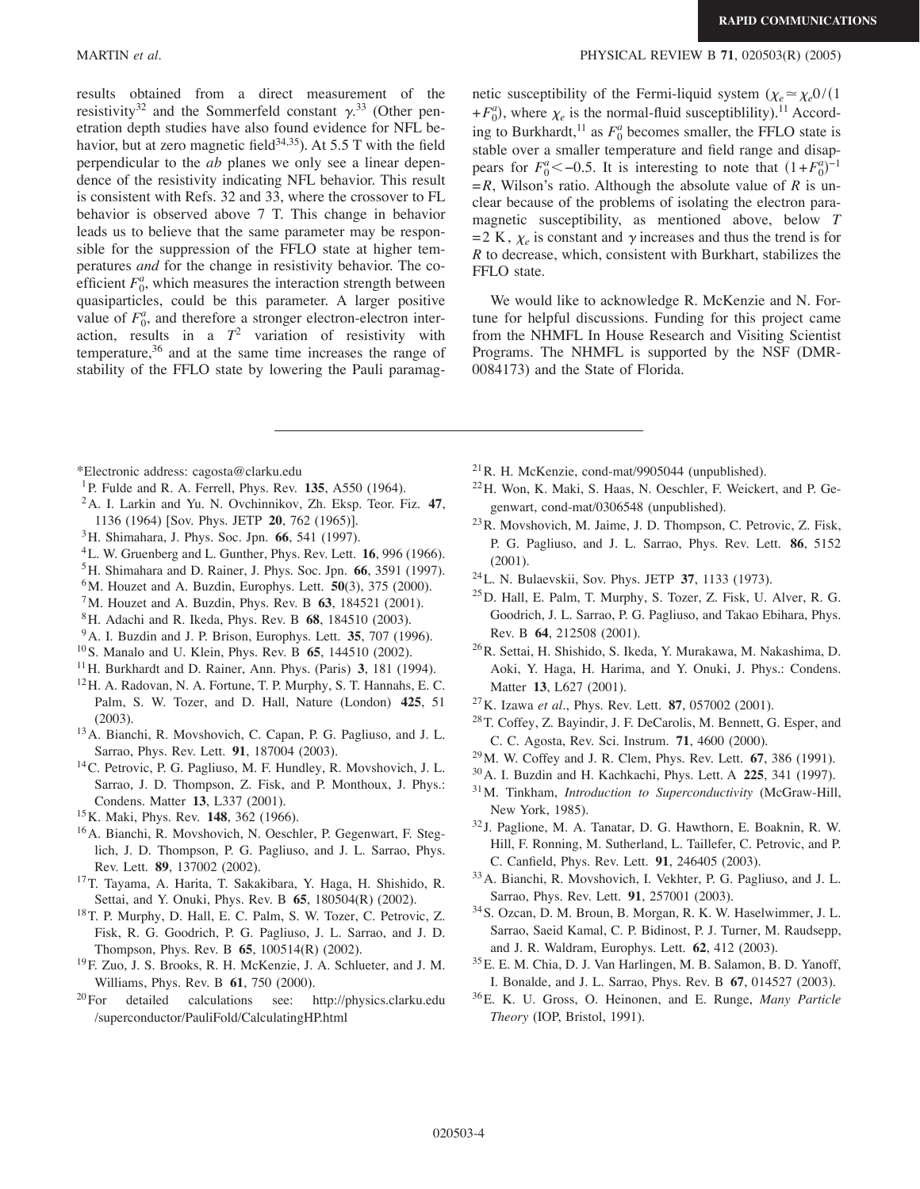results obtained from a direct measurement of the resistivity[32] and the Sommerfeld constant $\gamma$.[33] (Other penetration depth studies have also found evidence for NFL behavior, but at zero magnetic field[34,35]). At 5.5 T with the field perpendicular to the *ab* planes we only see a linear dependence of the resistivity indicating NFL behavior. This result is consistent with Refs. 32 and 33, where the crossover to FL behavior is observed above 7 T. This change in behavior leads us to believe that the same parameter may be responsible for the suppression of the FFLO state at higher temperatures *and* for the change in resistivity behavior. The coefficient $F_0^a$, which measures the interaction strength between quasiparticles, could be this parameter. A larger positive value of $F_0^a$, and therefore a stronger electron-electron interaction, results in a $T^2$ variation of resistivity with temperature,[36] and at the same time increases the range of stability of the FFLO state by lowering the Pauli paramagnetic susceptibility of the Fermi-liquid system ($\chi_e \simeq \chi_e 0/(1+F_0^a)$, where $\chi_e$ is the normal-fluid susceptiblility).[11] According to Burkhardt,[11] as $F_0^a$ becomes smaller, the FFLO state is stable over a smaller temperature and field range and disappears for $F_0^a < -0.5$. It is interesting to note that $(1+F_0^a)^{-1} = R$, Wilson's ratio. Although the absolute value of $R$ is unclear because of the problems of isolating the electron paramagnetic susceptibility, as mentioned above, below $T = 2$ K, $\chi_e$ is constant and $\gamma$ increases and thus the trend is for $R$ to decrease, which, consistent with Burkhart, stabilizes the FFLO state.

We would like to acknowledge R. McKenzie and N. Fortune for helpful discussions. Funding for this project came from the NHMFL In House Research and Visiting Scientist Programs. The NHMFL is supported by the NSF (DMR-0084173) and the State of Florida.

---

*Electronic address: cagosta@clarku.edu

[1] P. Fulde and R. A. Ferrell, Phys. Rev. **135**, A550 (1964).

[2] A. I. Larkin and Yu. N. Ovchinnikov, Zh. Eksp. Teor. Fiz. **47**, 1136 (1964) [Sov. Phys. JETP **20**, 762 (1965)].

[3] H. Shimahara, J. Phys. Soc. Jpn. **66**, 541 (1997).

[4] L. W. Gruenberg and L. Gunther, Phys. Rev. Lett. **16**, 996 (1966).

[5] H. Shimahara and D. Rainer, J. Phys. Soc. Jpn. **66**, 3591 (1997).

[6] M. Houzet and A. Buzdin, Europhys. Lett. **50**(3), 375 (2000).

[7] M. Houzet and A. Buzdin, Phys. Rev. B **63**, 184521 (2001).

[8] H. Adachi and R. Ikeda, Phys. Rev. B **68**, 184510 (2003).

[9] A. I. Buzdin and J. P. Brison, Europhys. Lett. **35**, 707 (1996).

[10] S. Manalo and U. Klein, Phys. Rev. B **65**, 144510 (2002).

[11] H. Burkhardt and D. Rainer, Ann. Phys. (Paris) **3**, 181 (1994).

[12] H. A. Radovan, N. A. Fortune, T. P. Murphy, S. T. Hannahs, E. C. Palm, S. W. Tozer, and D. Hall, Nature (London) **425**, 51 (2003).

[13] A. Bianchi, R. Movshovich, C. Capan, P. G. Pagliuso, and J. L. Sarrao, Phys. Rev. Lett. **91**, 187004 (2003).

[14] C. Petrovic, P. G. Pagliuso, M. F. Hundley, R. Movshovich, J. L. Sarrao, J. D. Thompson, Z. Fisk, and P. Monthoux, J. Phys.: Condens. Matter **13**, L337 (2001).

[15] K. Maki, Phys. Rev. **148**, 362 (1966).

[16] A. Bianchi, R. Movshovich, N. Oeschler, P. Gegenwart, F. Steglich, J. D. Thompson, P. G. Pagliuso, and J. L. Sarrao, Phys. Rev. Lett. **89**, 137002 (2002).

[17] T. Tayama, A. Harita, T. Sakakibara, Y. Haga, H. Shishido, R. Settai, and Y. Onuki, Phys. Rev. B **65**, 180504(R) (2002).

[18] T. P. Murphy, D. Hall, E. C. Palm, S. W. Tozer, C. Petrovic, Z. Fisk, R. G. Goodrich, P. G. Pagliuso, J. L. Sarrao, and J. D. Thompson, Phys. Rev. B **65**, 100514(R) (2002).

[19] F. Zuo, J. S. Brooks, R. H. McKenzie, J. A. Schlueter, and J. M. Williams, Phys. Rev. B **61**, 750 (2000).

[20] For detailed calculations see: http://physics.clarku.edu/superconductor/PauliFold/CalculatingHP.html

[21] R. H. McKenzie, cond-mat/9905044 (unpublished).

[22] H. Won, K. Maki, S. Haas, N. Oeschler, F. Weickert, and P. Gegenwart, cond-mat/0306548 (unpublished).

[23] R. Movshovich, M. Jaime, J. D. Thompson, C. Petrovic, Z. Fisk, P. G. Pagliuso, and J. L. Sarrao, Phys. Rev. Lett. **86**, 5152 (2001).

[24] L. N. Bulaevskii, Sov. Phys. JETP **37**, 1133 (1973).

[25] D. Hall, E. Palm, T. Murphy, S. Tozer, Z. Fisk, U. Alver, R. G. Goodrich, J. L. Sarrao, P. G. Pagliuso, and Takao Ebihara, Phys. Rev. B **64**, 212508 (2001).

[26] R. Settai, H. Shishido, S. Ikeda, Y. Murakawa, M. Nakashima, D. Aoki, Y. Haga, H. Harima, and Y. Onuki, J. Phys.: Condens. Matter **13**, L627 (2001).

[27] K. Izawa *et al.*, Phys. Rev. Lett. **87**, 057002 (2001).

[28] T. Coffey, Z. Bayindir, J. F. DeCarolis, M. Bennett, G. Esper, and C. C. Agosta, Rev. Sci. Instrum. **71**, 4600 (2000).

[29] M. W. Coffey and J. R. Clem, Phys. Rev. Lett. **67**, 386 (1991).

[30] A. I. Buzdin and H. Kachkachi, Phys. Lett. A **225**, 341 (1997).

[31] M. Tinkham, *Introduction to Superconductivity* (McGraw-Hill, New York, 1985).

[32] J. Paglione, M. A. Tanatar, D. G. Hawthorn, E. Boaknin, R. W. Hill, F. Ronning, M. Sutherland, L. Taillefer, C. Petrovic, and P. C. Canfield, Phys. Rev. Lett. **91**, 246405 (2003).

[33] A. Bianchi, R. Movshovich, I. Vekhter, P. G. Pagliuso, and J. L. Sarrao, Phys. Rev. Lett. **91**, 257001 (2003).

[34] S. Ozcan, D. M. Broun, B. Morgan, R. K. W. Haselwimmer, J. L. Sarrao, Saeid Kamal, C. P. Bidinost, P. J. Turner, M. Raudsepp, and J. R. Waldram, Europhys. Lett. **62**, 412 (2003).

[35] E. E. M. Chia, D. J. Van Harlingen, M. B. Salamon, B. D. Yanoff, I. Bonalde, and J. L. Sarrao, Phys. Rev. B **67**, 014527 (2003).

[36] E. K. U. Gross, O. Heinonen, and E. Runge, *Many Particle Theory* (IOP, Bristol, 1991).